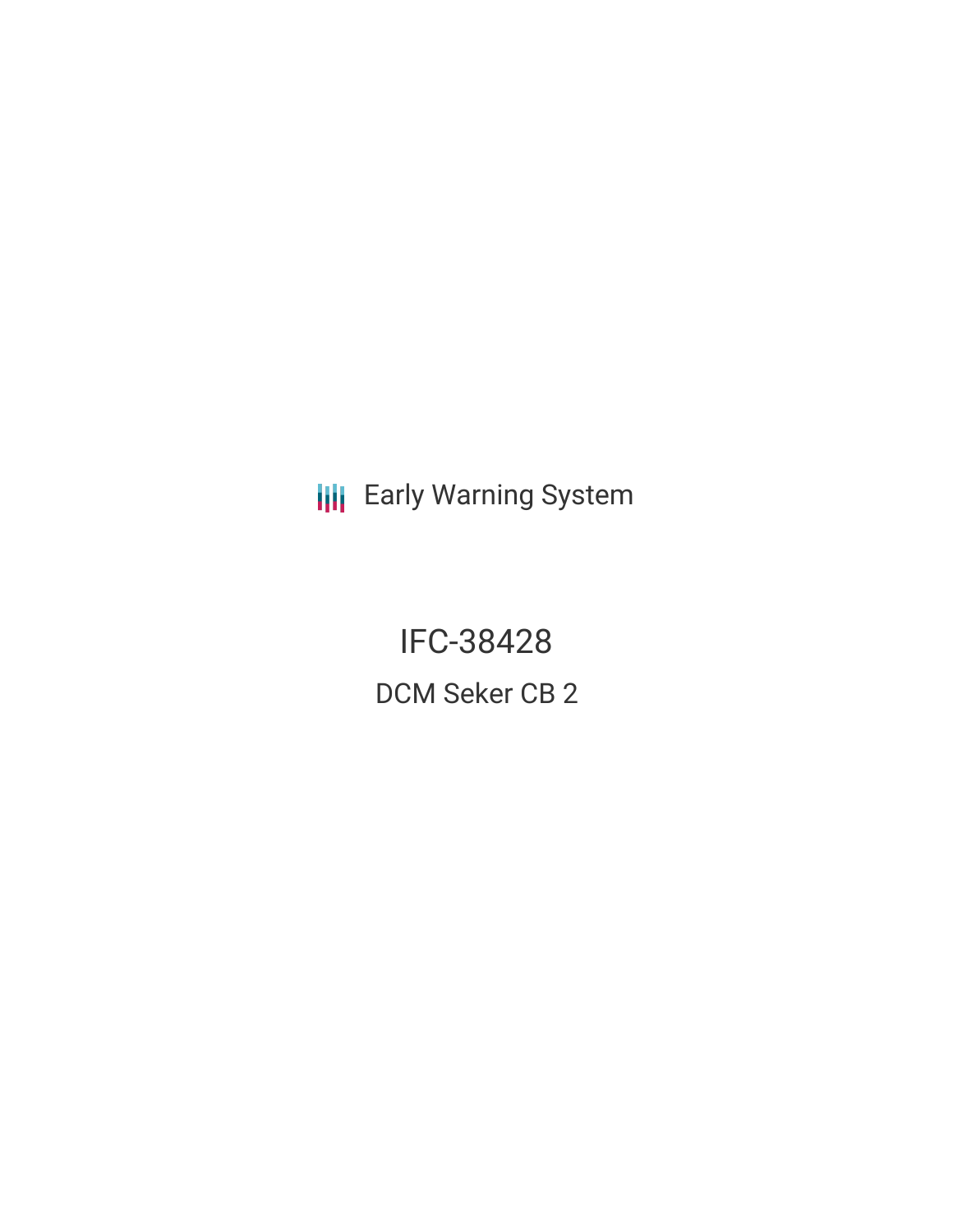Early Warning System

# IFC-38428

## DCM Seker CB 2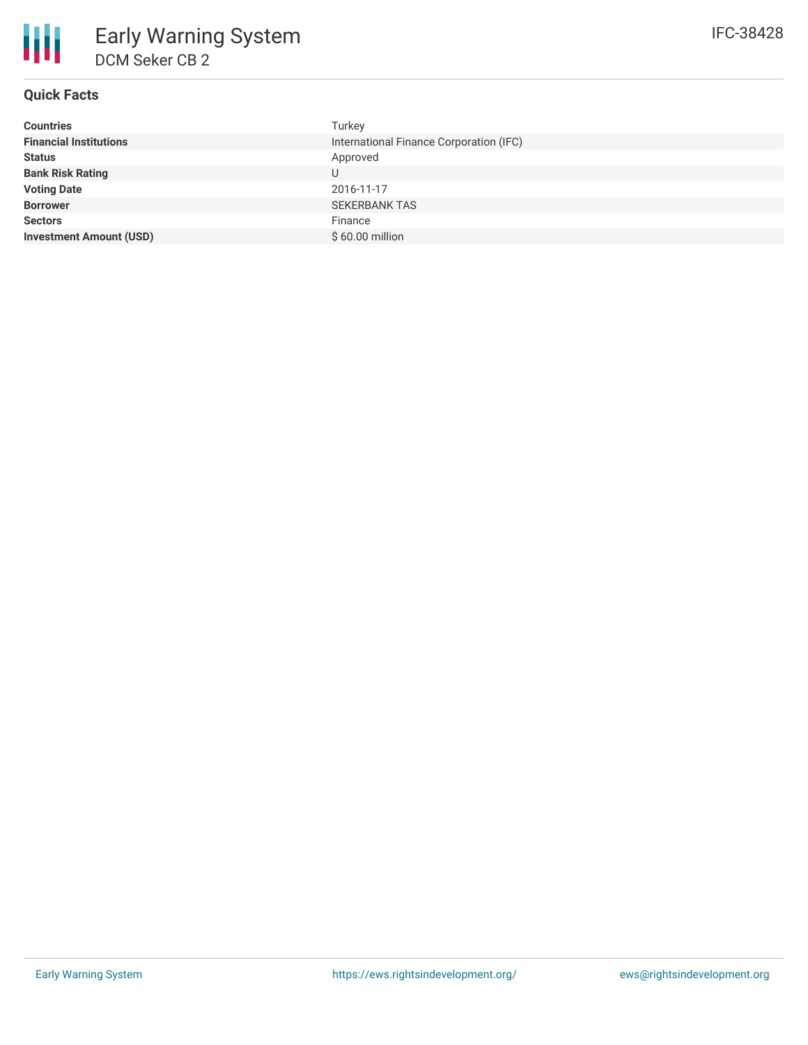# Early Warning System

## DCM Seker CB 2

IFC-38428

### Quick Facts

| | |
|---|---|
| **Countries** | Turkey |
| **Financial Institutions** | International Finance Corporation (IFC) |
| **Status** | Approved |
| **Bank Risk Rating** | U |
| **Voting Date** | 2016-11-17 |
| **Borrower** | SEKERBANK TAS |
| **Sectors** | Finance |
| **Investment Amount (USD)** | $ 60.00 million |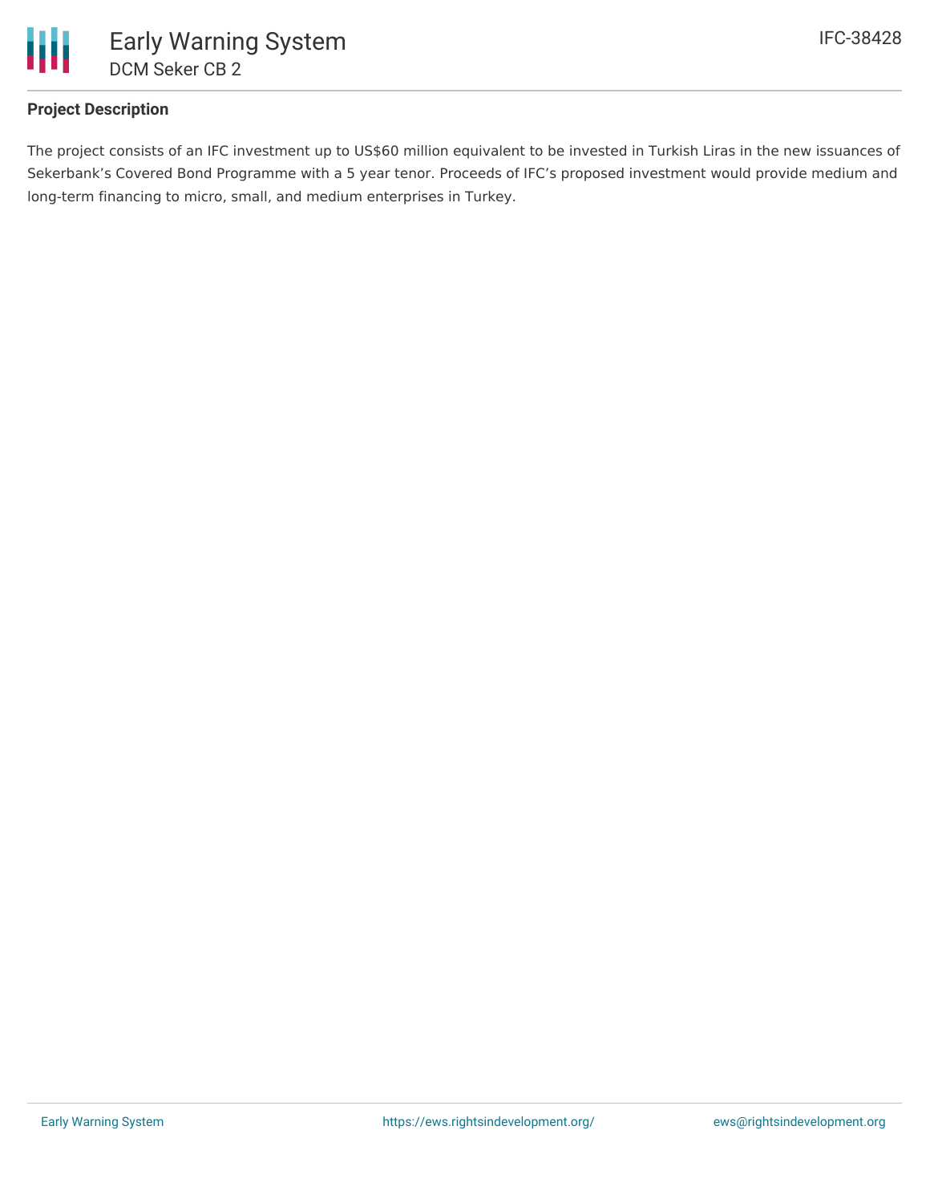## Project Description

The project consists of an IFC investment up to US$60 million equivalent to be invested in Turkish Liras in the new issuances of Sekerbank's Covered Bond Programme with a 5 year tenor. Proceeds of IFC's proposed investment would provide medium and long-term financing to micro, small, and medium enterprises in Turkey.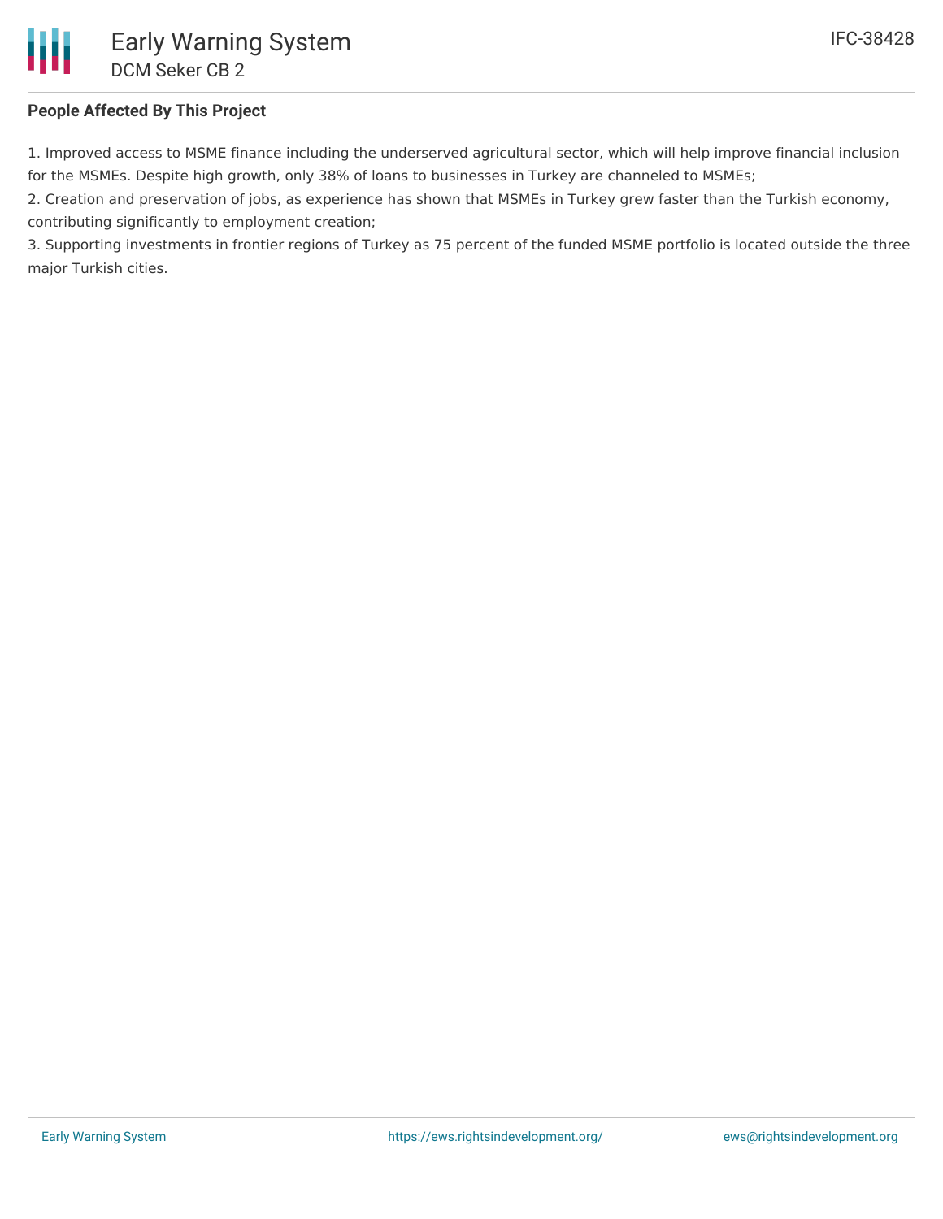**People Affected By This Project**

1. Improved access to MSME finance including the underserved agricultural sector, which will help improve financial inclusion for the MSMEs. Despite high growth, only 38% of loans to businesses in Turkey are channeled to MSMEs;
2. Creation and preservation of jobs, as experience has shown that MSMEs in Turkey grew faster than the Turkish economy, contributing significantly to employment creation;
3. Supporting investments in frontier regions of Turkey as 75 percent of the funded MSME portfolio is located outside the three major Turkish cities.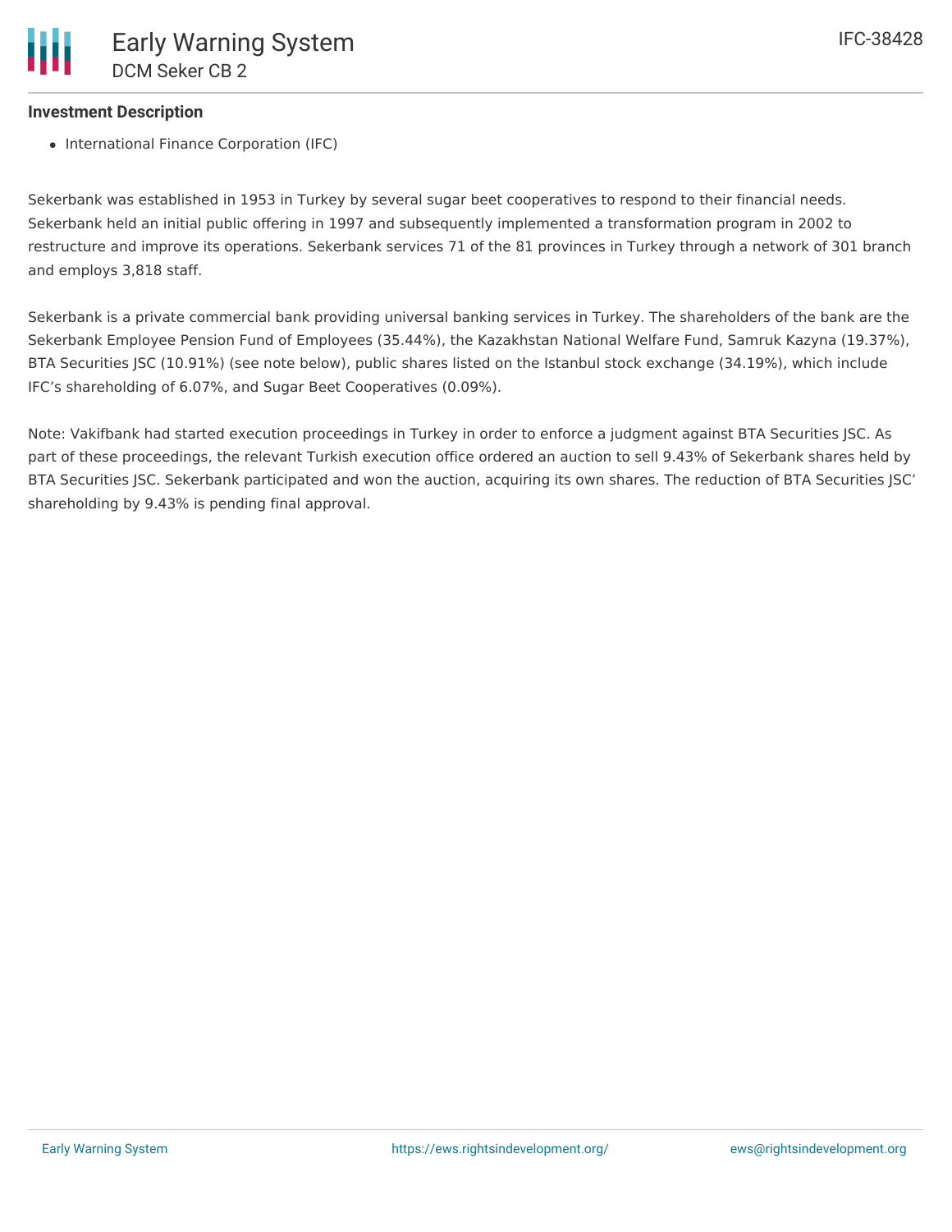### Investment Description

- International Finance Corporation (IFC)

Sekerbank was established in 1953 in Turkey by several sugar beet cooperatives to respond to their financial needs. Sekerbank held an initial public offering in 1997 and subsequently implemented a transformation program in 2002 to restructure and improve its operations. Sekerbank services 71 of the 81 provinces in Turkey through a network of 301 branch and employs 3,818 staff.

Sekerbank is a private commercial bank providing universal banking services in Turkey. The shareholders of the bank are the Sekerbank Employee Pension Fund of Employees (35.44%), the Kazakhstan National Welfare Fund, Samruk Kazyna (19.37%), BTA Securities JSC (10.91%) (see note below), public shares listed on the Istanbul stock exchange (34.19%), which include IFC's shareholding of 6.07%, and Sugar Beet Cooperatives (0.09%).

Note: Vakifbank had started execution proceedings in Turkey in order to enforce a judgment against BTA Securities JSC. As part of these proceedings, the relevant Turkish execution office ordered an auction to sell 9.43% of Sekerbank shares held by BTA Securities JSC. Sekerbank participated and won the auction, acquiring its own shares. The reduction of BTA Securities JSC' shareholding by 9.43% is pending final approval.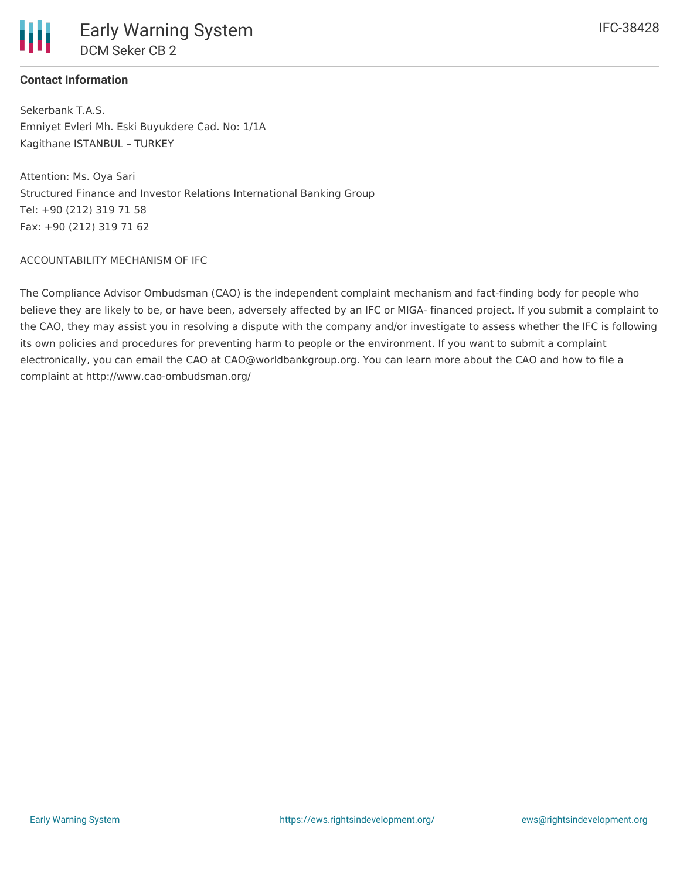**Contact Information**

Sekerbank T.A.S.
Emniyet Evleri Mh. Eski Buyukdere Cad. No: 1/1A
Kagithane ISTANBUL – TURKEY

Attention: Ms. Oya Sari
Structured Finance and Investor Relations International Banking Group
Tel: +90 (212) 319 71 58
Fax: +90 (212) 319 71 62

ACCOUNTABILITY MECHANISM OF IFC

The Compliance Advisor Ombudsman (CAO) is the independent complaint mechanism and fact-finding body for people who believe they are likely to be, or have been, adversely affected by an IFC or MIGA- financed project. If you submit a complaint to the CAO, they may assist you in resolving a dispute with the company and/or investigate to assess whether the IFC is following its own policies and procedures for preventing harm to people or the environment. If you want to submit a complaint electronically, you can email the CAO at CAO@worldbankgroup.org. You can learn more about the CAO and how to file a complaint at http://www.cao-ombudsman.org/